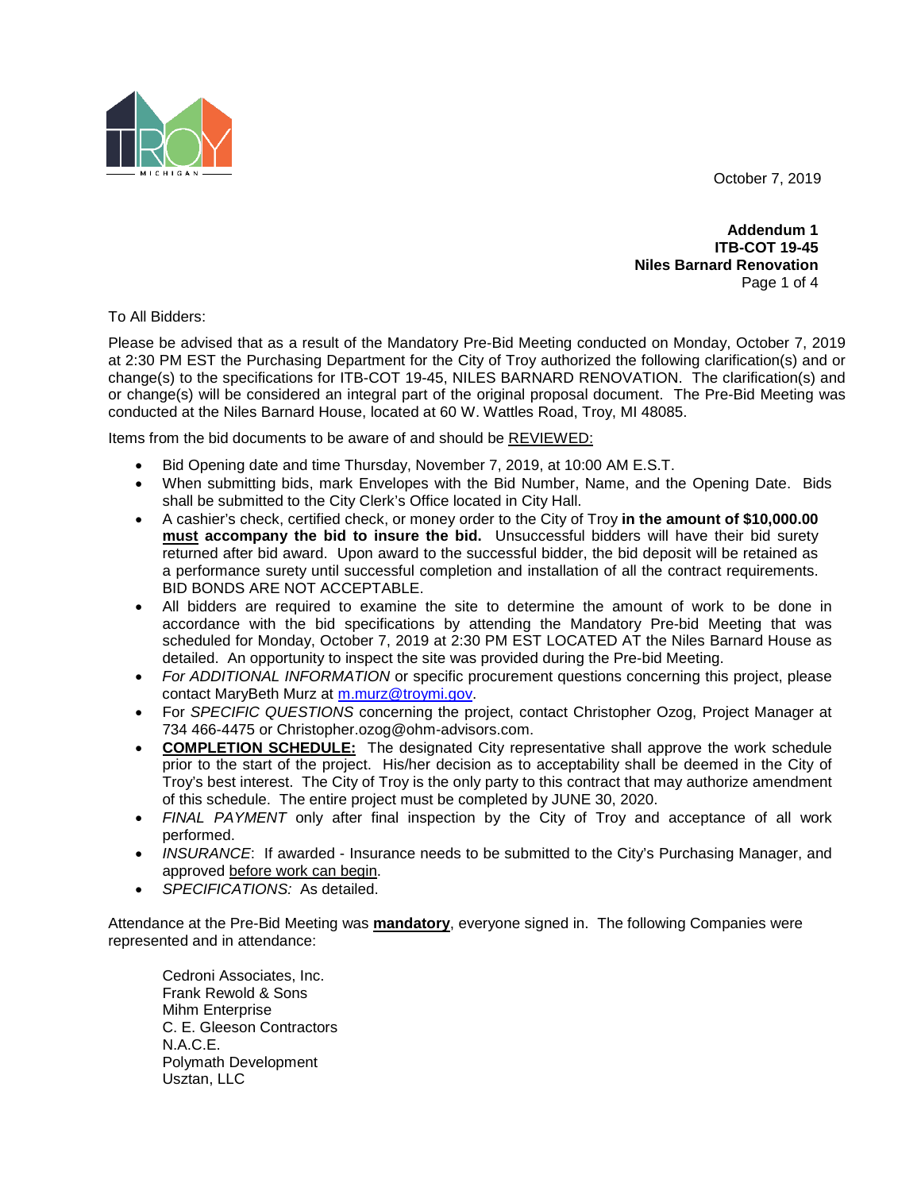October 7, 2019

**Addendum 1**
**ITB-COT 19-45**
**Niles Barnard Renovation**
Page 1 of 4

To All Bidders:

Please be advised that as a result of the Mandatory Pre-Bid Meeting conducted on Monday, October 7, 2019 at 2:30 PM EST the Purchasing Department for the City of Troy authorized the following clarification(s) and or change(s) to the specifications for ITB-COT 19-45, NILES BARNARD RENOVATION. The clarification(s) and or change(s) will be considered an integral part of the original proposal document. The Pre-Bid Meeting was conducted at the Niles Barnard House, located at 60 W. Wattles Road, Troy, MI 48085.

Items from the bid documents to be aware of and should be <u>REVIEWED:</u>

- Bid Opening date and time Thursday, November 7, 2019, at 10:00 AM E.S.T.
- When submitting bids, mark Envelopes with the Bid Number, Name, and the Opening Date. Bids shall be submitted to the City Clerk's Office located in City Hall.
- A cashier's check, certified check, or money order to the City of Troy **in the amount of $10,000.00 <u>must</u> accompany the bid to insure the bid.** Unsuccessful bidders will have their bid surety returned after bid award. Upon award to the successful bidder, the bid deposit will be retained as a performance surety until successful completion and installation of all the contract requirements. BID BONDS ARE NOT ACCEPTABLE.
- All bidders are required to examine the site to determine the amount of work to be done in accordance with the bid specifications by attending the Mandatory Pre-bid Meeting that was scheduled for Monday, October 7, 2019 at 2:30 PM EST LOCATED AT the Niles Barnard House as detailed. An opportunity to inspect the site was provided during the Pre-bid Meeting.
- *For ADDITIONAL INFORMATION* or specific procurement questions concerning this project, please contact MaryBeth Murz at m.murz@troymi.gov.
- For *SPECIFIC QUESTIONS* concerning the project, contact Christopher Ozog, Project Manager at 734 466-4475 or Christopher.ozog@ohm-advisors.com.
- **<u>COMPLETION SCHEDULE:</u>** The designated City representative shall approve the work schedule prior to the start of the project. His/her decision as to acceptability shall be deemed in the City of Troy's best interest. The City of Troy is the only party to this contract that may authorize amendment of this schedule. The entire project must be completed by JUNE 30, 2020.
- *FINAL PAYMENT* only after final inspection by the City of Troy and acceptance of all work performed.
- *INSURANCE*: If awarded - Insurance needs to be submitted to the City's Purchasing Manager, and approved <u>before work can begin</u>.
- *SPECIFICATIONS:* As detailed.

Attendance at the Pre-Bid Meeting was **<u>mandatory</u>**, everyone signed in. The following Companies were represented and in attendance:

Cedroni Associates, Inc.
Frank Rewold & Sons
Mihm Enterprise
C. E. Gleeson Contractors
N.A.C.E.
Polymath Development
Usztan, LLC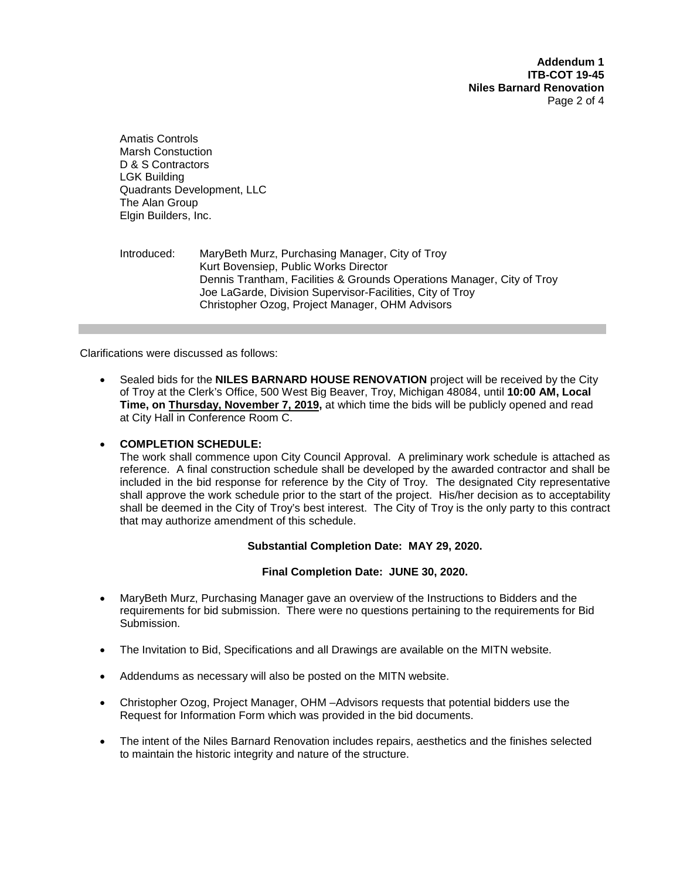Amatis Controls
Marsh Constuction
D & S Contractors
LGK Building
Quadrants Development, LLC
The Alan Group
Elgin Builders, Inc.

Introduced: MaryBeth Murz, Purchasing Manager, City of Troy
Kurt Bovensiep, Public Works Director
Dennis Trantham, Facilities & Grounds Operations Manager, City of Troy
Joe LaGarde, Division Supervisor-Facilities, City of Troy
Christopher Ozog, Project Manager, OHM Advisors

---

Clarifications were discussed as follows:

- Sealed bids for the **NILES BARNARD HOUSE RENOVATION** project will be received by the City of Troy at the Clerk's Office, 500 West Big Beaver, Troy, Michigan 48084, until **10:00 AM, Local Time, on <u>Thursday, November 7, 2019</u>,** at which time the bids will be publicly opened and read at City Hall in Conference Room C.

- **COMPLETION SCHEDULE:**
  The work shall commence upon City Council Approval. A preliminary work schedule is attached as reference. A final construction schedule shall be developed by the awarded contractor and shall be included in the bid response for reference by the City of Troy. The designated City representative shall approve the work schedule prior to the start of the project. His/her decision as to acceptability shall be deemed in the City of Troy's best interest. The City of Troy is the only party to this contract that may authorize amendment of this schedule.

  **Substantial Completion Date: MAY 29, 2020.**

  **Final Completion Date: JUNE 30, 2020.**

- MaryBeth Murz, Purchasing Manager gave an overview of the Instructions to Bidders and the requirements for bid submission. There were no questions pertaining to the requirements for Bid Submission.

- The Invitation to Bid, Specifications and all Drawings are available on the MITN website.

- Addendums as necessary will also be posted on the MITN website.

- Christopher Ozog, Project Manager, OHM –Advisors requests that potential bidders use the Request for Information Form which was provided in the bid documents.

- The intent of the Niles Barnard Renovation includes repairs, aesthetics and the finishes selected to maintain the historic integrity and nature of the structure.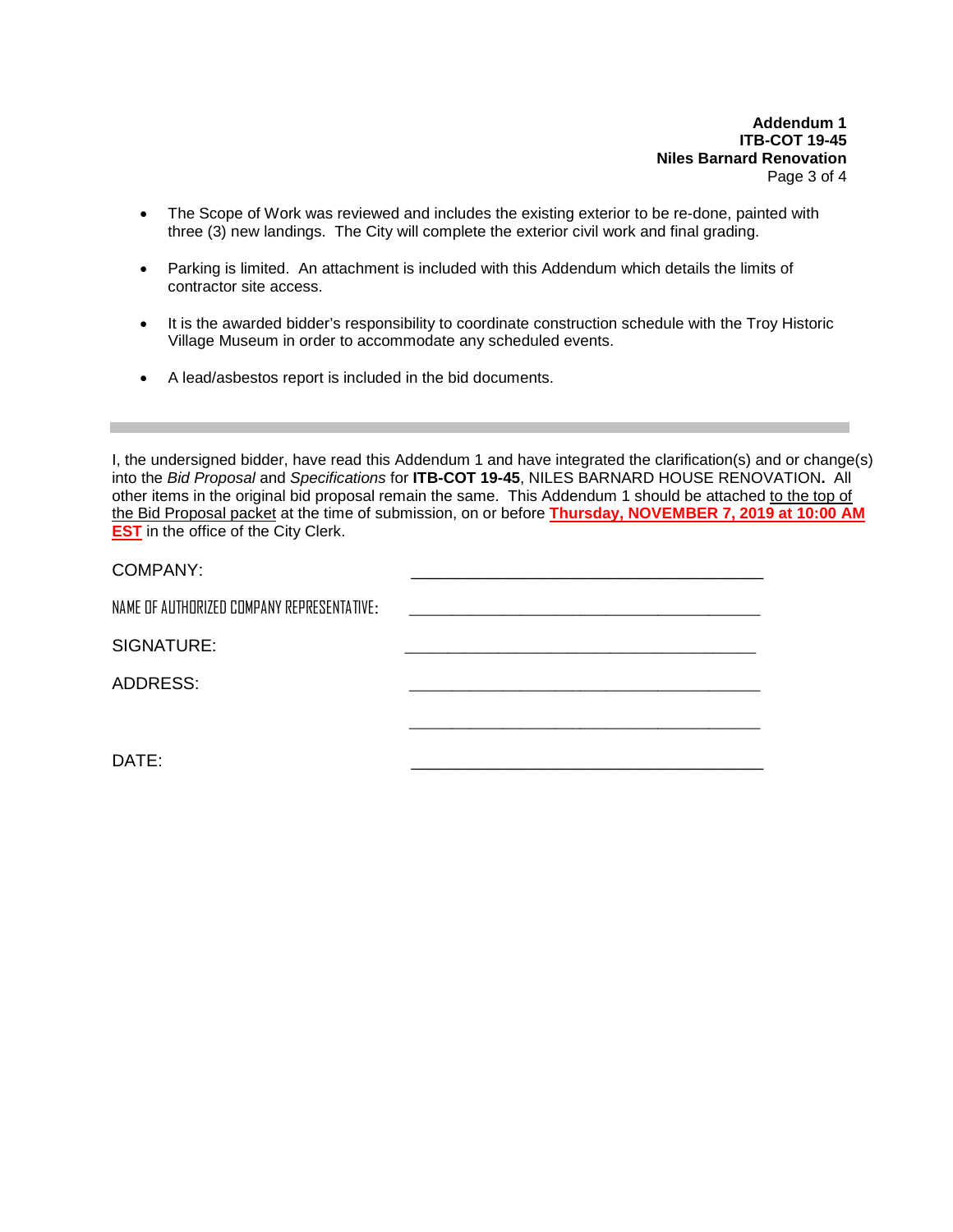- The Scope of Work was reviewed and includes the existing exterior to be re-done, painted with three (3) new landings. The City will complete the exterior civil work and final grading.
- Parking is limited. An attachment is included with this Addendum which details the limits of contractor site access.
- It is the awarded bidder's responsibility to coordinate construction schedule with the Troy Historic Village Museum in order to accommodate any scheduled events.
- A lead/asbestos report is included in the bid documents.

---

I, the undersigned bidder, have read this Addendum 1 and have integrated the clarification(s) and or change(s) into the *Bid Proposal* and *Specifications* for **ITB-COT 19-45**, NILES BARNARD HOUSE RENOVATION**.** All other items in the original bid proposal remain the same. This Addendum 1 should be attached <u>to the top of the Bid Proposal packet</u> at the time of submission, on or before **<u>Thursday, NOVEMBER 7, 2019 at 10:00 AM EST</u>** in the office of the City Clerk.

COMPANY: ______________________________________

NAME OF AUTHORIZED COMPANY REPRESENTATIVE: ______________________________________

SIGNATURE: ______________________________________

ADDRESS: ______________________________________

______________________________________

DATE: ______________________________________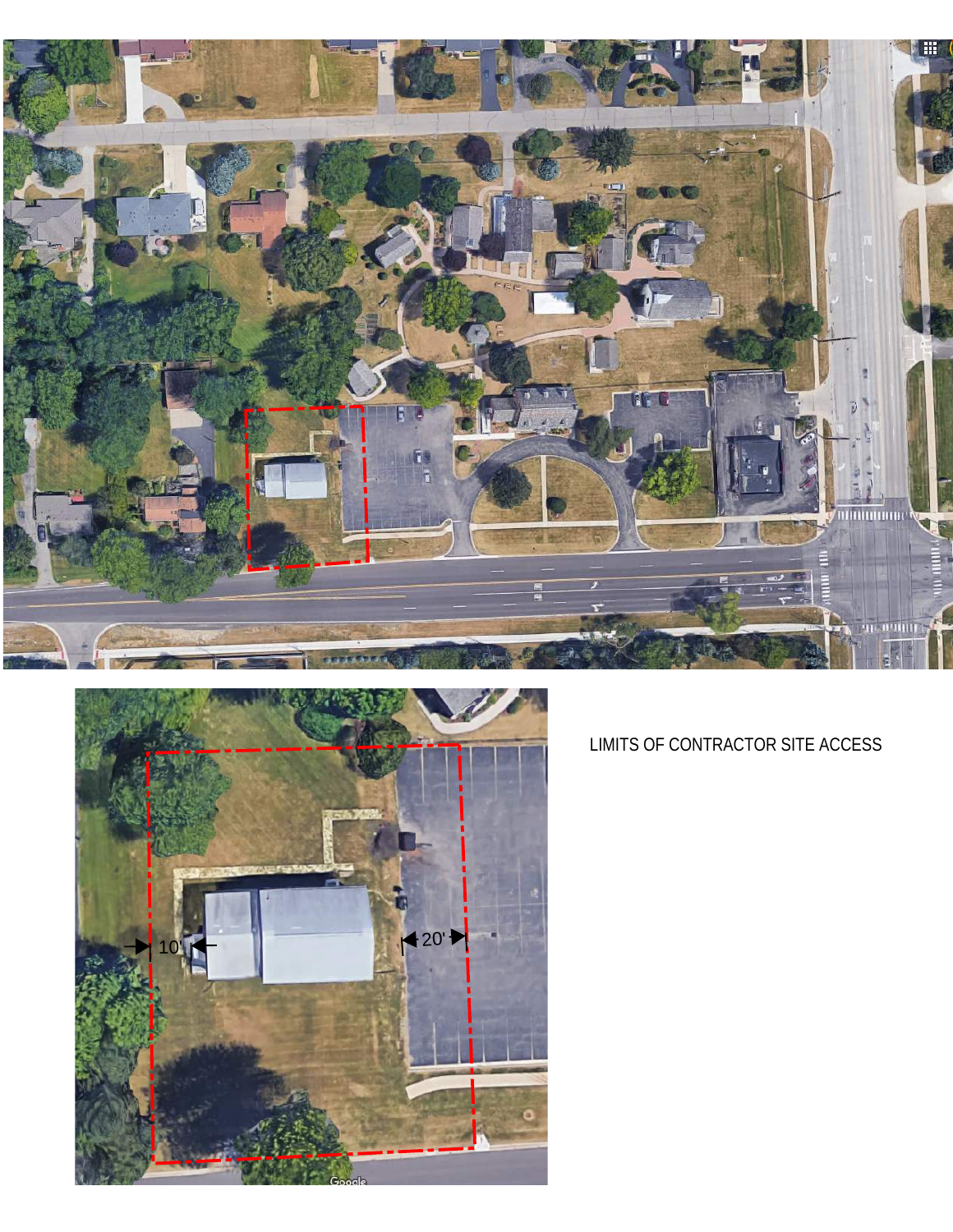10'

20'

Google

LIMITS OF CONTRACTOR SITE ACCESS